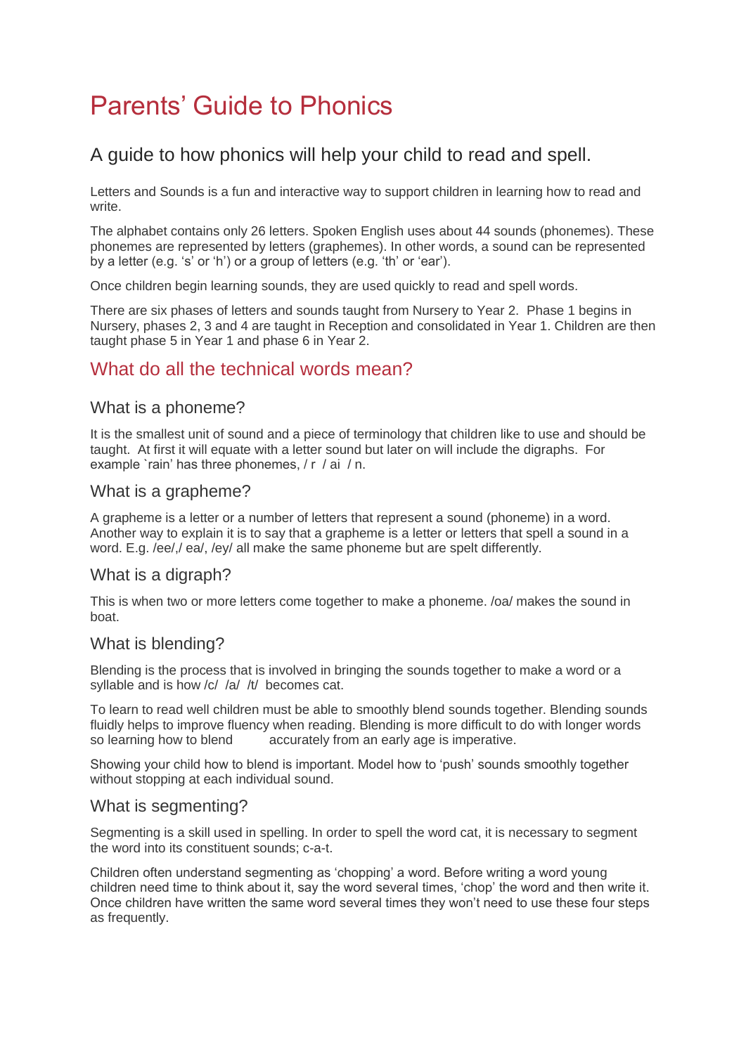# Parents' Guide to Phonics

## A guide to how phonics will help your child to read and spell.

Letters and Sounds is a fun and interactive way to support children in learning how to read and write.

The alphabet contains only 26 letters. Spoken English uses about 44 sounds (phonemes). These phonemes are represented by letters (graphemes). In other words, a sound can be represented by a letter (e.g. 's' or 'h') or a group of letters (e.g. 'th' or 'ear').

Once children begin learning sounds, they are used quickly to read and spell words.

There are six phases of letters and sounds taught from Nursery to Year 2. Phase 1 begins in Nursery, phases 2, 3 and 4 are taught in Reception and consolidated in Year 1. Children are then taught phase 5 in Year 1 and phase 6 in Year 2.

## What do all the technical words mean?

### What is a phoneme?

It is the smallest unit of sound and a piece of terminology that children like to use and should be taught. At first it will equate with a letter sound but later on will include the digraphs. For example `rain' has three phonemes, / r / ai / n.

### What is a grapheme?

A grapheme is a letter or a number of letters that represent a sound (phoneme) in a word. Another way to explain it is to say that a grapheme is a letter or letters that spell a sound in a word. E.g. /ee/,/ ea/, /ey/ all make the same phoneme but are spelt differently.

### What is a digraph?

This is when two or more letters come together to make a phoneme. /oa/ makes the sound in boat.

### What is blending?

Blending is the process that is involved in bringing the sounds together to make a word or a syllable and is how /c/ /a/ /t/ becomes cat.

To learn to read well children must be able to smoothly blend sounds together. Blending sounds fluidly helps to improve fluency when reading. Blending is more difficult to do with longer words so learning how to blend accurately from an early age is imperative.

Showing your child how to blend is important. Model how to 'push' sounds smoothly together without stopping at each individual sound.

### What is segmenting?

Segmenting is a skill used in spelling. In order to spell the word cat, it is necessary to segment the word into its constituent sounds; c-a-t.

Children often understand segmenting as 'chopping' a word. Before writing a word young children need time to think about it, say the word several times, 'chop' the word and then write it. Once children have written the same word several times they won't need to use these four steps as frequently.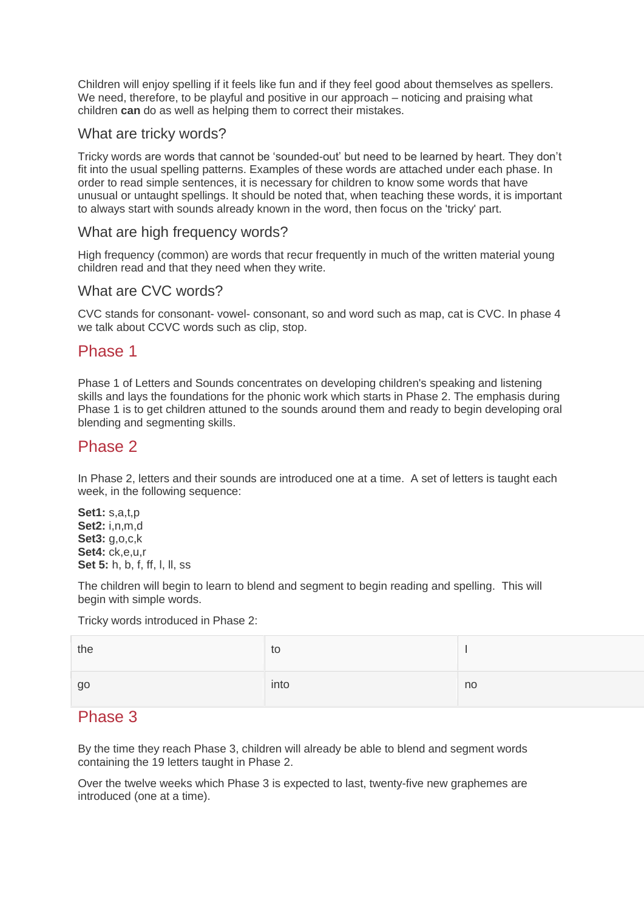Children will enjoy spelling if it feels like fun and if they feel good about themselves as spellers. We need, therefore, to be playful and positive in our approach – noticing and praising what children **can** do as well as helping them to correct their mistakes.

### What are tricky words?

Tricky words are words that cannot be 'sounded-out' but need to be learned by heart. They don't fit into the usual spelling patterns. Examples of these words are attached under each phase. In order to read simple sentences, it is necessary for children to know some words that have unusual or untaught spellings. It should be noted that, when teaching these words, it is important to always start with sounds already known in the word, then focus on the 'tricky' part.

### What are high frequency words?

High frequency (common) are words that recur frequently in much of the written material young children read and that they need when they write.

### What are CVC words?

CVC stands for consonant- vowel- consonant, so and word such as map, cat is CVC. In phase 4 we talk about CCVC words such as clip, stop.

## Phase 1

Phase 1 of Letters and Sounds concentrates on developing children's speaking and listening skills and lays the foundations for the phonic work which starts in Phase 2. The emphasis during Phase 1 is to get children attuned to the sounds around them and ready to begin developing oral blending and segmenting skills.

## Phase 2

In Phase 2, letters and their sounds are introduced one at a time. A set of letters is taught each week, in the following sequence:

**Set1:** s,a,t,p
**Set2:** i,n,m,d
**Set3:** g,o,c,k
**Set4:** ck,e,u,r
**Set 5:** h, b, f, ff, l, ll, ss

The children will begin to learn to blend and segment to begin reading and spelling. This will begin with simple words.

Tricky words introduced in Phase 2:

| | | |
|---|---|---|
| the | to | I |
| go | into | no |

## Phase 3

By the time they reach Phase 3, children will already be able to blend and segment words containing the 19 letters taught in Phase 2.

Over the twelve weeks which Phase 3 is expected to last, twenty-five new graphemes are introduced (one at a time).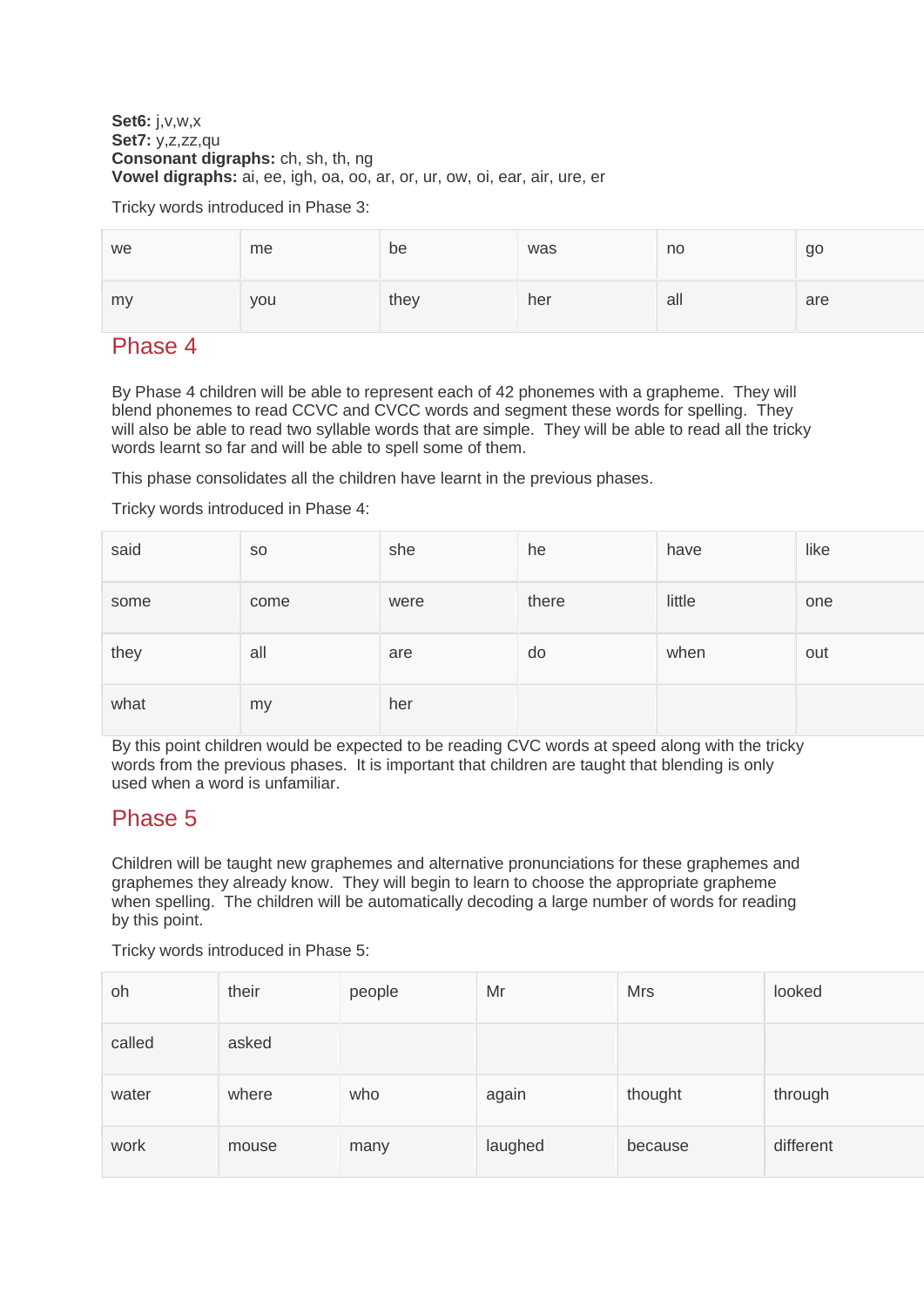**Set6:** j,v,w,x
**Set7:** y,z,zz,qu
**Consonant digraphs:** ch, sh, th, ng
**Vowel digraphs:** ai, ee, igh, oa, oo, ar, or, ur, ow, oi, ear, air, ure, er

Tricky words introduced in Phase 3:

| we | me | be | was | no | go |
|---|---|---|---|---|---|
| my | you | they | her | all | are |

## Phase 4

By Phase 4 children will be able to represent each of 42 phonemes with a grapheme. They will blend phonemes to read CCVC and CVCC words and segment these words for spelling. They will also be able to read two syllable words that are simple. They will be able to read all the tricky words learnt so far and will be able to spell some of them.

This phase consolidates all the children have learnt in the previous phases.

Tricky words introduced in Phase 4:

| said | so | she | he | have | like |
|---|---|---|---|---|---|
| some | come | were | there | little | one |
| they | all | are | do | when | out |
| what | my | her | | | |

By this point children would be expected to be reading CVC words at speed along with the tricky words from the previous phases. It is important that children are taught that blending is only used when a word is unfamiliar.

## Phase 5

Children will be taught new graphemes and alternative pronunciations for these graphemes and graphemes they already know. They will begin to learn to choose the appropriate grapheme when spelling. The children will be automatically decoding a large number of words for reading by this point.

Tricky words introduced in Phase 5:

| oh | their | people | Mr | Mrs | looked |
|---|---|---|---|---|---|
| called | asked | | | | |
| water | where | who | again | thought | through |
| work | mouse | many | laughed | because | different |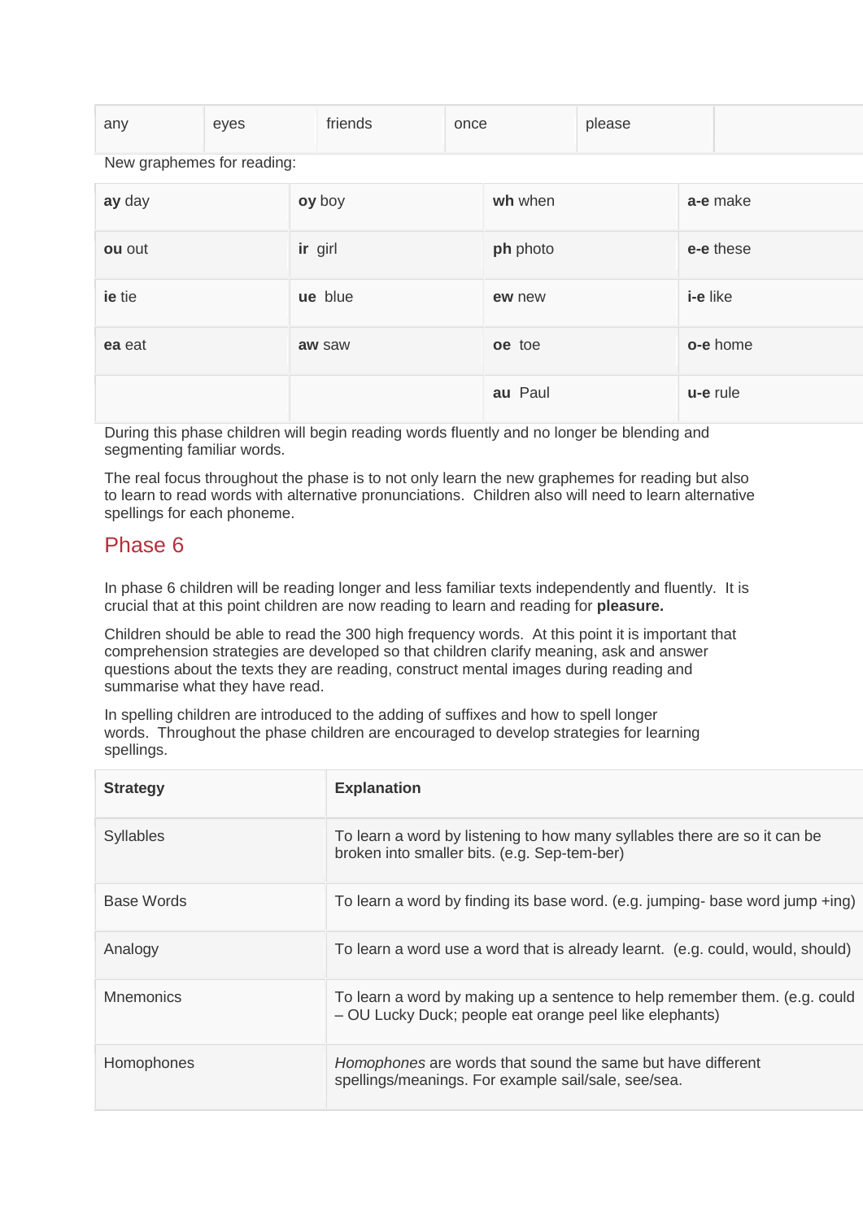| any | eyes | friends | once | please | |
|---|---|---|---|---|---|

New graphemes for reading:

| | | | |
|---|---|---|---|
| **ay** day | **oy** boy | **wh** when | **a-e** make |
| **ou** out | **ir** girl | **ph** photo | **e-e** these |
| **ie** tie | **ue** blue | **ew** new | **i-e** like |
| **ea** eat | **aw** saw | **oe** toe | **o-e** home |
| | | **au** Paul | **u-e** rule |

During this phase children will begin reading words fluently and no longer be blending and segmenting familiar words.

The real focus throughout the phase is to not only learn the new graphemes for reading but also to learn to read words with alternative pronunciations. Children also will need to learn alternative spellings for each phoneme.

## Phase 6

In phase 6 children will be reading longer and less familiar texts independently and fluently. It is crucial that at this point children are now reading to learn and reading for **pleasure.**

Children should be able to read the 300 high frequency words. At this point it is important that comprehension strategies are developed so that children clarify meaning, ask and answer questions about the texts they are reading, construct mental images during reading and summarise what they have read.

In spelling children are introduced to the adding of suffixes and how to spell longer words. Throughout the phase children are encouraged to develop strategies for learning spellings.

| **Strategy** | **Explanation** |
|---|---|
| Syllables | To learn a word by listening to how many syllables there are so it can be broken into smaller bits. (e.g. Sep-tem-ber) |
| Base Words | To learn a word by finding its base word. (e.g. jumping- base word jump +ing) |
| Analogy | To learn a word use a word that is already learnt. (e.g. could, would, should) |
| Mnemonics | To learn a word by making up a sentence to help remember them. (e.g. could – OU Lucky Duck; people eat orange peel like elephants) |
| Homophones | *Homophones* are words that sound the same but have different spellings/meanings. For example sail/sale, see/sea. |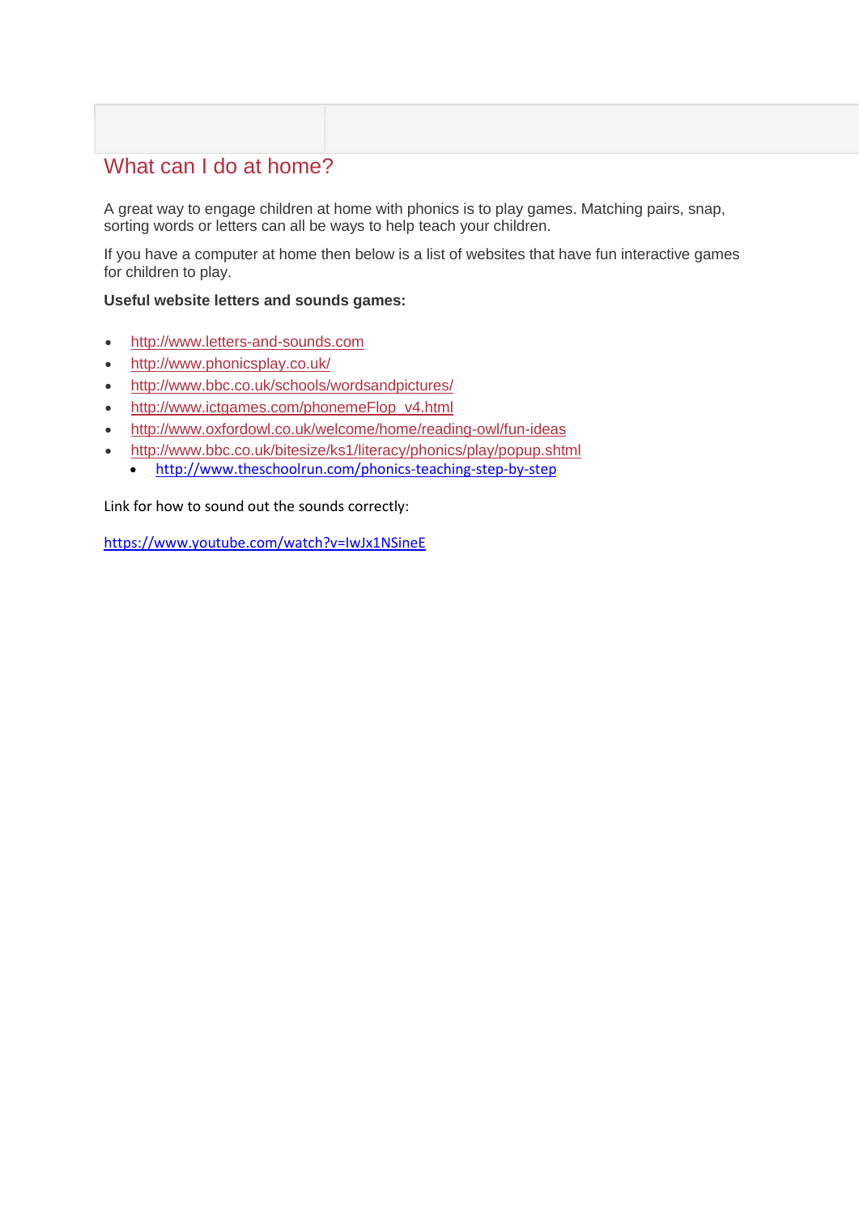## What can I do at home?

A great way to engage children at home with phonics is to play games. Matching pairs, snap, sorting words or letters can all be ways to help teach your children.

If you have a computer at home then below is a list of websites that have fun interactive games for children to play.

**Useful website letters and sounds games:**

- http://www.letters-and-sounds.com
- http://www.phonicsplay.co.uk/
- http://www.bbc.co.uk/schools/wordsandpictures/
- http://www.ictgames.com/phonemeFlop_v4.html
- http://www.oxfordowl.co.uk/welcome/home/reading-owl/fun-ideas
- http://www.bbc.co.uk/bitesize/ks1/literacy/phonics/play/popup.shtml
  - http://www.theschoolrun.com/phonics-teaching-step-by-step

Link for how to sound out the sounds correctly:

https://www.youtube.com/watch?v=IwJx1NSineE